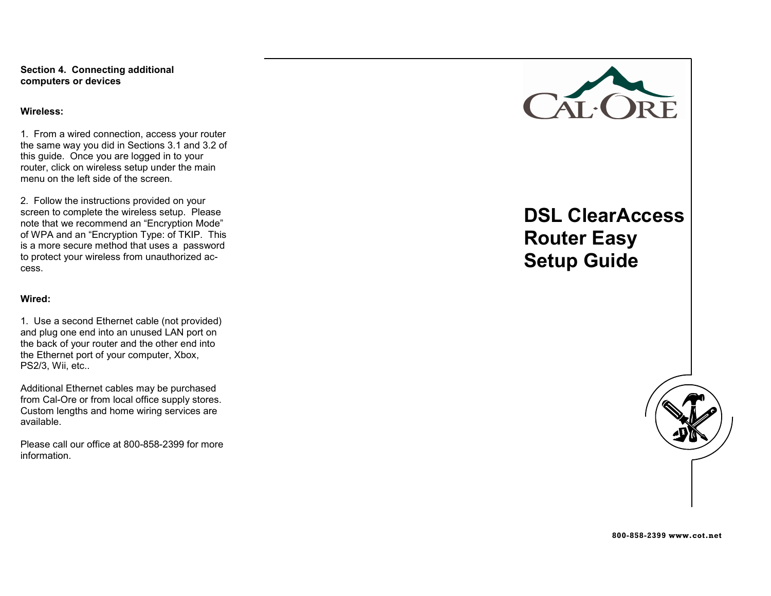## Section 4. Connecting additional computers or devices

### Wireless:

1. From a wired connection, access your router the same way you did in Sections 3.1 and 3.2 of this guide. Once you are logged in to your router, click on wireless setup under the main menu on the left side of the screen.

2. Follow the instructions provided on your screen to complete the wireless setup. Please note that we recommend an "Encryption Mode" of WPA and an "Encryption Type: of TKIP. This is a more secure method that uses a password to protect your wireless from unauthorized access.

### Wired:

1. Use a second Ethernet cable (not provided) and plug one end into an unused LAN port on the back of your router and the other end into the Ethernet port of your computer, Xbox, PS2/3, Wii, etc..

Additional Ethernet cables may be purchased from Cal-Ore or from local office supply stores. Custom lengths and home wiring services are available.

Please call our office at 800-858-2399 for more information.

CAL·ORE

# DSL ClearAccess Router Easy Setup Guide

**800-858-2399 www.cot.net**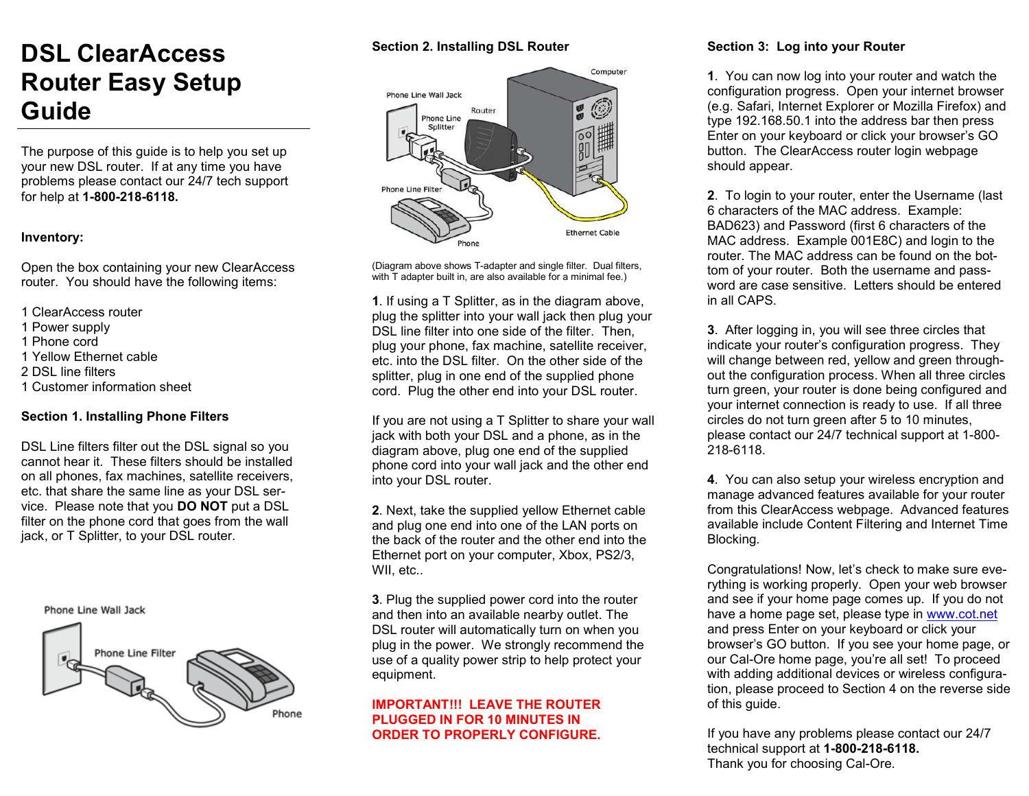# DSL ClearAccess Router Easy Setup Guide

The purpose of this guide is to help you set up your new DSL router. If at any time you have problems please contact our 24/7 tech support for help at **1-800-218-6118.**

**Inventory:**

Open the box containing your new ClearAccess router. You should have the following items:

1 ClearAccess router
1 Power supply
1 Phone cord
1 Yellow Ethernet cable
2 DSL line filters
1 Customer information sheet

**Section 1. Installing Phone Filters**

DSL Line filters filter out the DSL signal so you cannot hear it. These filters should be installed on all phones, fax machines, satellite receivers, etc. that share the same line as your DSL service. Please note that you **DO NOT** put a DSL filter on the phone cord that goes from the wall jack, or T Splitter, to your DSL router.

Phone Line Wall Jack
Phone Line Filter
Phone

**Section 2. Installing DSL Router**

Computer
Phone Line Wall Jack
Router
Phone Line Splitter
Phone Line Filter
Ethernet Cable
Phone

(Diagram above shows T-adapter and single filter. Dual filters, with T adapter built in, are also available for a minimal fee.)

**1**. If using a T Splitter, as in the diagram above, plug the splitter into your wall jack then plug your DSL line filter into one side of the filter. Then, plug your phone, fax machine, satellite receiver, etc. into the DSL filter. On the other side of the splitter, plug in one end of the supplied phone cord. Plug the other end into your DSL router.

If you are not using a T Splitter to share your wall jack with both your DSL and a phone, as in the diagram above, plug one end of the supplied phone cord into your wall jack and the other end into your DSL router.

**2**. Next, take the supplied yellow Ethernet cable and plug one end into one of the LAN ports on the back of the router and the other end into the Ethernet port on your computer, Xbox, PS2/3, WII, etc..

**3**. Plug the supplied power cord into the router and then into an available nearby outlet. The DSL router will automatically turn on when you plug in the power. We strongly recommend the use of a quality power strip to help protect your equipment.

**IMPORTANT!!! LEAVE THE ROUTER PLUGGED IN FOR 10 MINUTES IN ORDER TO PROPERLY CONFIGURE.**

**Section 3: Log into your Router**

**1**. You can now log into your router and watch the configuration progress. Open your internet browser (e.g. Safari, Internet Explorer or Mozilla Firefox) and type 192.168.50.1 into the address bar then press Enter on your keyboard or click your browser's GO button. The ClearAccess router login webpage should appear.

**2**. To login to your router, enter the Username (last 6 characters of the MAC address. Example: BAD623) and Password (first 6 characters of the MAC address. Example 001E8C) and login to the router. The MAC address can be found on the bottom of your router. Both the username and password are case sensitive. Letters should be entered in all CAPS.

**3**. After logging in, you will see three circles that indicate your router's configuration progress. They will change between red, yellow and green throughout the configuration process. When all three circles turn green, your router is done being configured and your internet connection is ready to use. If all three circles do not turn green after 5 to 10 minutes, please contact our 24/7 technical support at 1-800-218-6118.

**4**. You can also setup your wireless encryption and manage advanced features available for your router from this ClearAccess webpage. Advanced features available include Content Filtering and Internet Time Blocking.

Congratulations! Now, let's check to make sure everything is working properly. Open your web browser and see if your home page comes up. If you do not have a home page set, please type in www.cot.net and press Enter on your keyboard or click your browser's GO button. If you see your home page, or our Cal-Ore home page, you're all set! To proceed with adding additional devices or wireless configuration, please proceed to Section 4 on the reverse side of this guide.

If you have any problems please contact our 24/7 technical support at **1-800-218-6118.**
Thank you for choosing Cal-Ore.